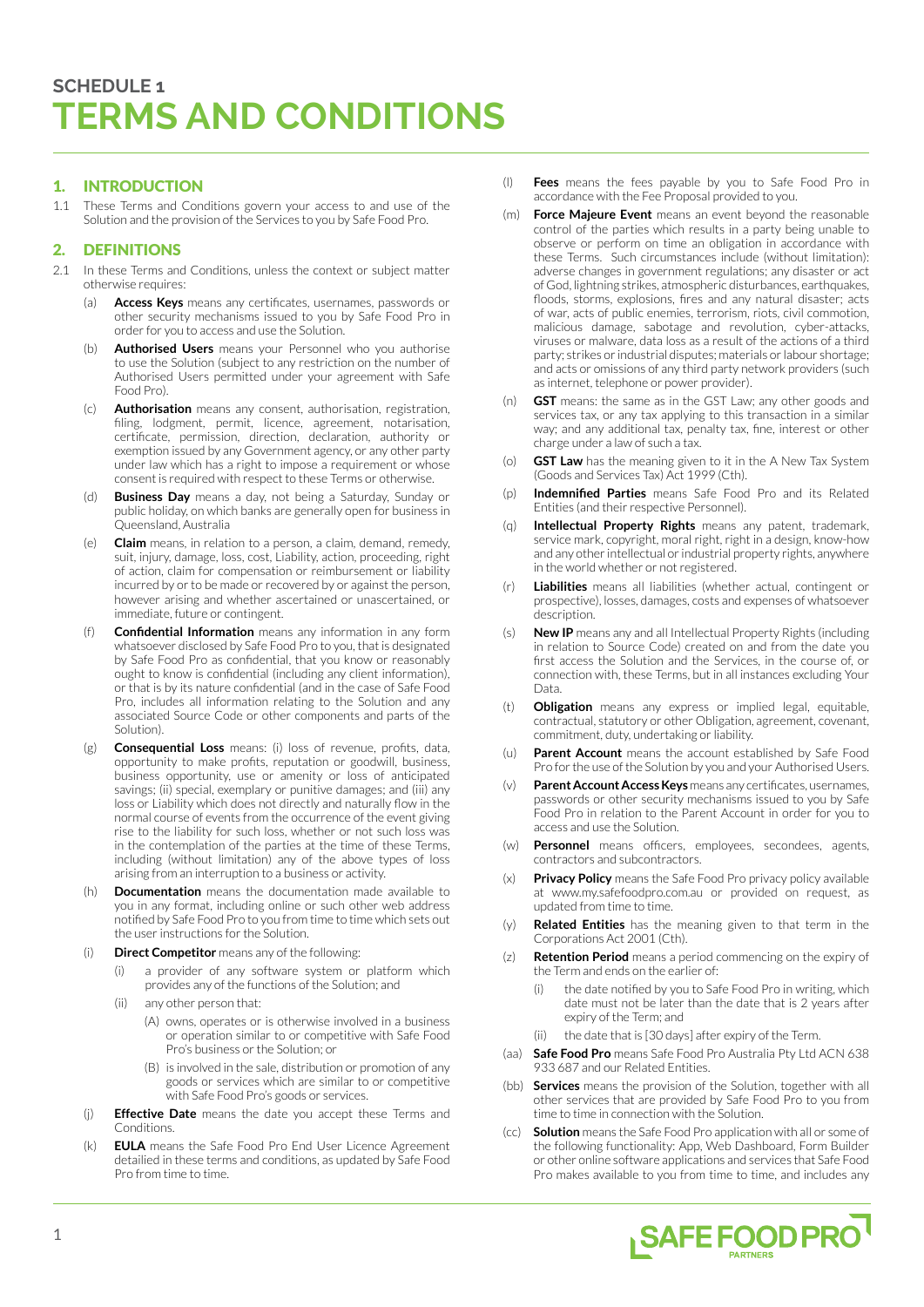# SCHEDULE 1
# TERMS AND CONDITIONS

## 1. INTRODUCTION

1.1 These Terms and Conditions govern your access to and use of the Solution and the provision of the Services to you by Safe Food Pro.

## 2. DEFINITIONS

2.1 In these Terms and Conditions, unless the context or subject matter otherwise requires:

(a) **Access Keys** means any certificates, usernames, passwords or other security mechanisms issued to you by Safe Food Pro in order for you to access and use the Solution.

(b) **Authorised Users** means your Personnel who you authorise to use the Solution (subject to any restriction on the number of Authorised Users permitted under your agreement with Safe Food Pro).

(c) **Authorisation** means any consent, authorisation, registration, filing, lodgment, permit, licence, agreement, notarisation, certificate, permission, direction, declaration, authority or exemption issued by any Government agency, or any other party under law which has a right to impose a requirement or whose consent is required with respect to these Terms or otherwise.

(d) **Business Day** means a day, not being a Saturday, Sunday or public holiday, on which banks are generally open for business in Queensland, Australia

(e) **Claim** means, in relation to a person, a claim, demand, remedy, suit, injury, damage, loss, cost, Liability, action, proceeding, right of action, claim for compensation or reimbursement or liability incurred by or to be made or recovered by or against the person, however arising and whether ascertained or unascertained, or immediate, future or contingent.

(f) **Confidential Information** means any information in any form whatsoever disclosed by Safe Food Pro to you, that is designated by Safe Food Pro as confidential, that you know or reasonably ought to know is confidential (including any client information), or that is by its nature confidential (and in the case of Safe Food Pro, includes all information relating to the Solution and any associated Source Code or other components and parts of the Solution).

(g) **Consequential Loss** means: (i) loss of revenue, profits, data, opportunity to make profits, reputation or goodwill, business, business opportunity, use or amenity or loss of anticipated savings; (ii) special, exemplary or punitive damages; and (iii) any loss or Liability which does not directly and naturally flow in the normal course of events from the occurrence of the event giving rise to the liability for such loss, whether or not such loss was in the contemplation of the parties at the time of these Terms, including (without limitation) any of the above types of loss arising from an interruption to a business or activity.

(h) **Documentation** means the documentation made available to you in any format, including online or such other web address notified by Safe Food Pro to you from time to time which sets out the user instructions for the Solution.

(i) **Direct Competitor** means any of the following:

  (i) a provider of any software system or platform which provides any of the functions of the Solution; and

  (ii) any other person that:

    (A) owns, operates or is otherwise involved in a business or operation similar to or competitive with Safe Food Pro's business or the Solution; or

    (B) is involved in the sale, distribution or promotion of any goods or services which are similar to or competitive with Safe Food Pro's goods or services.

(j) **Effective Date** means the date you accept these Terms and Conditions.

(k) **EULA** means the Safe Food Pro End User Licence Agreement detailed in these terms and conditions, as updated by Safe Food Pro from time to time.

(l) **Fees** means the fees payable by you to Safe Food Pro in accordance with the Fee Proposal provided to you.

(m) **Force Majeure Event** means an event beyond the reasonable control of the parties which results in a party being unable to observe or perform on time an obligation in accordance with these Terms. Such circumstances include (without limitation): adverse changes in government regulations; any disaster or act of God, lightning strikes, atmospheric disturbances, earthquakes, floods, storms, explosions, fires and any natural disaster; acts of war, acts of public enemies, terrorism, riots, civil commotion, malicious damage, sabotage and revolution, cyber-attacks, viruses or malware, data loss as a result of the actions of a third party; strikes or industrial disputes; materials or labour shortage; and acts or omissions of any third party network providers (such as internet, telephone or power provider).

(n) **GST** means: the same as in the GST Law; any other goods and services tax, or any tax applying to this transaction in a similar way; and any additional tax, penalty tax, fine, interest or other charge under a law of such a tax.

(o) **GST Law** has the meaning given to it in the A New Tax System (Goods and Services Tax) Act 1999 (Cth).

(p) **Indemnified Parties** means Safe Food Pro and its Related Entities (and their respective Personnel).

(q) **Intellectual Property Rights** means any patent, trademark, service mark, copyright, moral right, right in a design, know-how and any other intellectual or industrial property rights, anywhere in the world whether or not registered.

(r) **Liabilities** means all liabilities (whether actual, contingent or prospective), losses, damages, costs and expenses of whatsoever description.

(s) **New IP** means any and all Intellectual Property Rights (including in relation to Source Code) created on and from the date you first access the Solution and the Services, in the course of, or connection with, these Terms, but in all instances excluding Your Data.

(t) **Obligation** means any express or implied legal, equitable, contractual, statutory or other Obligation, agreement, covenant, commitment, duty, undertaking or liability.

(u) **Parent Account** means the account established by Safe Food Pro for the use of the Solution by you and your Authorised Users.

(v) **Parent Account Access Keys** means any certificates, usernames, passwords or other security mechanisms issued to you by Safe Food Pro in relation to the Parent Account in order for you to access and use the Solution.

(w) **Personnel** means officers, employees, secondees, agents, contractors and subcontractors.

(x) **Privacy Policy** means the Safe Food Pro privacy policy available at www.my.safefoodpro.com.au or provided on request, as updated from time to time.

(y) **Related Entities** has the meaning given to that term in the Corporations Act 2001 (Cth).

(z) **Retention Period** means a period commencing on the expiry of the Term and ends on the earlier of:

  (i) the date notified by you to Safe Food Pro in writing, which date must not be later than the date that is 2 years after expiry of the Term; and

  (ii) the date that is [30 days] after expiry of the Term.

(aa) **Safe Food Pro** means Safe Food Pro Australia Pty Ltd ACN 638 933 687 and our Related Entities.

(bb) **Services** means the provision of the Solution, together with all other services that are provided by Safe Food Pro to you from time to time in connection with the Solution.

(cc) **Solution** means the Safe Food Pro application with all or some of the following functionality: App, Web Dashboard, Form Builder or other online software applications and services that Safe Food Pro makes available to you from time to time, and includes any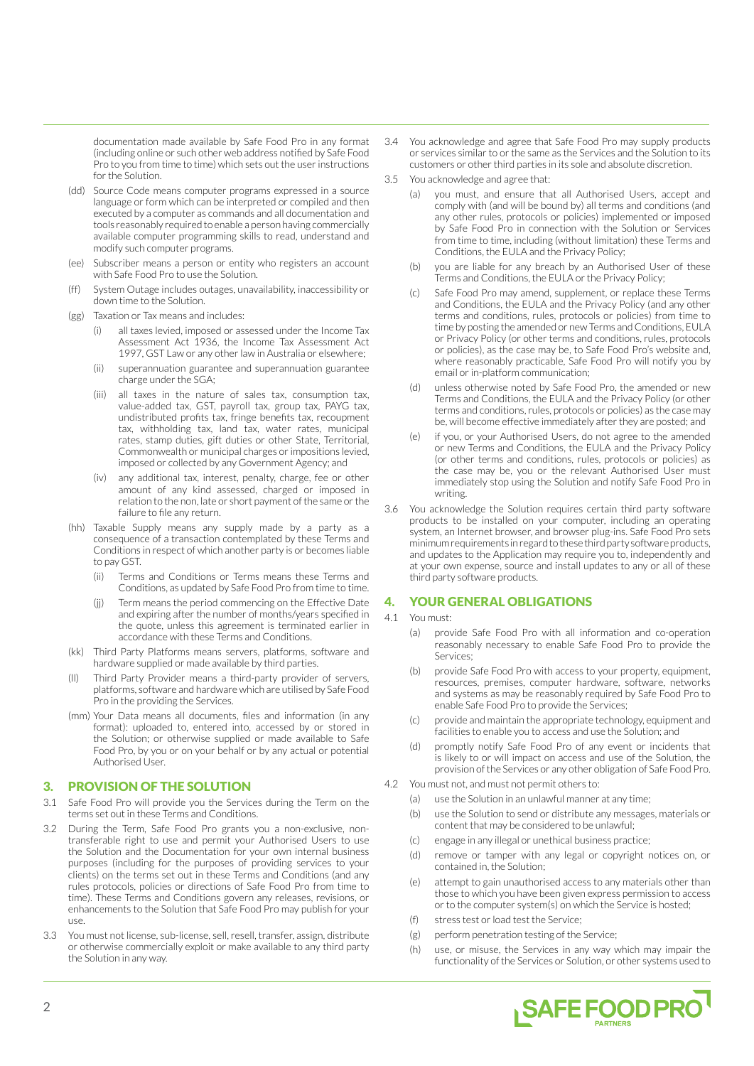documentation made available by Safe Food Pro in any format (including online or such other web address notified by Safe Food Pro to you from time to time) which sets out the user instructions for the Solution.

(dd) Source Code means computer programs expressed in a source language or form which can be interpreted or compiled and then executed by a computer as commands and all documentation and tools reasonably required to enable a person having commercially available computer programming skills to read, understand and modify such computer programs.

(ee) Subscriber means a person or entity who registers an account with Safe Food Pro to use the Solution.

(ff) System Outage includes outages, unavailability, inaccessibility or down time to the Solution.

(gg) Taxation or Tax means and includes:

(i) all taxes levied, imposed or assessed under the Income Tax Assessment Act 1936, the Income Tax Assessment Act 1997, GST Law or any other law in Australia or elsewhere;

(ii) superannuation guarantee and superannuation guarantee charge under the SGA;

(iii) all taxes in the nature of sales tax, consumption tax, value-added tax, GST, payroll tax, group tax, PAYG tax, undistributed profits tax, fringe benefits tax, recoupment tax, withholding tax, land tax, water rates, municipal rates, stamp duties, gift duties or other State, Territorial, Commonwealth or municipal charges or impositions levied, imposed or collected by any Government Agency; and

(iv) any additional tax, interest, penalty, charge, fee or other amount of any kind assessed, charged or imposed in relation to the non, late or short payment of the same or the failure to file any return.

(hh) Taxable Supply means any supply made by a party as a consequence of a transaction contemplated by these Terms and Conditions in respect of which another party is or becomes liable to pay GST.

(ii) Terms and Conditions or Terms means these Terms and Conditions, as updated by Safe Food Pro from time to time.

(jj) Term means the period commencing on the Effective Date and expiring after the number of months/years specified in the quote, unless this agreement is terminated earlier in accordance with these Terms and Conditions.

(kk) Third Party Platforms means servers, platforms, software and hardware supplied or made available by third parties.

(ll) Third Party Provider means a third-party provider of servers, platforms, software and hardware which are utilised by Safe Food Pro in the providing the Services.

(mm) Your Data means all documents, files and information (in any format): uploaded to, entered into, accessed by or stored in the Solution; or otherwise supplied or made available to Safe Food Pro, by you or on your behalf or by any actual or potential Authorised User.

## 3. PROVISION OF THE SOLUTION

3.1 Safe Food Pro will provide you the Services during the Term on the terms set out in these Terms and Conditions.

3.2 During the Term, Safe Food Pro grants you a non-exclusive, non-transferable right to use and permit your Authorised Users to use the Solution and the Documentation for your own internal business purposes (including for the purposes of providing services to your clients) on the terms set out in these Terms and Conditions (and any rules protocols, policies or directions of Safe Food Pro from time to time). These Terms and Conditions govern any releases, revisions, or enhancements to the Solution that Safe Food Pro may publish for your use.

3.3 You must not license, sub-license, sell, resell, transfer, assign, distribute or otherwise commercially exploit or make available to any third party the Solution in any way.

3.4 You acknowledge and agree that Safe Food Pro may supply products or services similar to or the same as the Services and the Solution to its customers or other third parties in its sole and absolute discretion.

3.5 You acknowledge and agree that:

(a) you must, and ensure that all Authorised Users, accept and comply with (and will be bound by) all terms and conditions (and any other rules, protocols or policies) implemented or imposed by Safe Food Pro in connection with the Solution or Services from time to time, including (without limitation) these Terms and Conditions, the EULA and the Privacy Policy;

(b) you are liable for any breach by an Authorised User of these Terms and Conditions, the EULA or the Privacy Policy;

(c) Safe Food Pro may amend, supplement, or replace these Terms and Conditions, the EULA and the Privacy Policy (and any other terms and conditions, rules, protocols or policies) from time to time by posting the amended or new Terms and Conditions, EULA or Privacy Policy (or other terms and conditions, rules, protocols or policies), as the case may be, to Safe Food Pro's website and, where reasonably practicable, Safe Food Pro will notify you by email or in-platform communication;

(d) unless otherwise noted by Safe Food Pro, the amended or new Terms and Conditions, the EULA and the Privacy Policy (or other terms and conditions, rules, protocols or policies) as the case may be, will become effective immediately after they are posted; and

(e) if you, or your Authorised Users, do not agree to the amended or new Terms and Conditions, the EULA and the Privacy Policy (or other terms and conditions, rules, protocols or policies) as the case may be, you or the relevant Authorised User must immediately stop using the Solution and notify Safe Food Pro in writing.

3.6 You acknowledge the Solution requires certain third party software products to be installed on your computer, including an operating system, an Internet browser, and browser plug-ins. Safe Food Pro sets minimum requirements in regard to these third party software products, and updates to the Application may require you to, independently and at your own expense, source and install updates to any or all of these third party software products.

## 4. YOUR GENERAL OBLIGATIONS

4.1 You must:

(a) provide Safe Food Pro with all information and co-operation reasonably necessary to enable Safe Food Pro to provide the Services;

(b) provide Safe Food Pro with access to your property, equipment, resources, premises, computer hardware, software, networks and systems as may be reasonably required by Safe Food Pro to enable Safe Food Pro to provide the Services;

(c) provide and maintain the appropriate technology, equipment and facilities to enable you to access and use the Solution; and

(d) promptly notify Safe Food Pro of any event or incidents that is likely to or will impact on access and use of the Solution, the provision of the Services or any other obligation of Safe Food Pro.

4.2 You must not, and must not permit others to:

(a) use the Solution in an unlawful manner at any time;

(b) use the Solution to send or distribute any messages, materials or content that may be considered to be unlawful;

(c) engage in any illegal or unethical business practice;

(d) remove or tamper with any legal or copyright notices on, or contained in, the Solution;

(e) attempt to gain unauthorised access to any materials other than those to which you have been given express permission to access or to the computer system(s) on which the Service is hosted;

(f) stress test or load test the Service;

(g) perform penetration testing of the Service;

(h) use, or misuse, the Services in any way which may impair the functionality of the Services or Solution, or other systems used to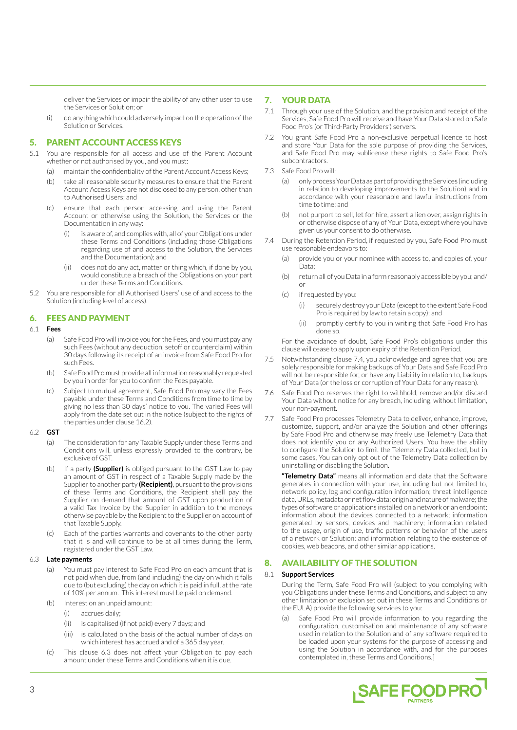deliver the Services or impair the ability of any other user to use the Services or Solution; or

(i) do anything which could adversely impact on the operation of the Solution or Services.

## 5. PARENT ACCOUNT ACCESS KEYS

5.1 You are responsible for all access and use of the Parent Account whether or not authorised by you, and you must:

(a) maintain the confidentiality of the Parent Account Access Keys;

(b) take all reasonable security measures to ensure that the Parent Account Access Keys are not disclosed to any person, other than to Authorised Users; and

(c) ensure that each person accessing and using the Parent Account or otherwise using the Solution, the Services or the Documentation in any way:

(i) is aware of, and complies with, all of your Obligations under these Terms and Conditions (including those Obligations regarding use of and access to the Solution, the Services and the Documentation); and

(ii) does not do any act, matter or thing which, if done by you, would constitute a breach of the Obligations on your part under these Terms and Conditions.

5.2 You are responsible for all Authorised Users' use of and access to the Solution (including level of access).

## 6. FEES AND PAYMENT

### 6.1 Fees

(a) Safe Food Pro will invoice you for the Fees, and you must pay any such Fees (without any deduction, setoff or counterclaim) within 30 days following its receipt of an invoice from Safe Food Pro for such Fees.

(b) Safe Food Pro must provide all information reasonably requested by you in order for you to confirm the Fees payable.

(c) Subject to mutual agreement, Safe Food Pro may vary the Fees payable under these Terms and Conditions from time to time by giving no less than 30 days' notice to you. The varied Fees will apply from the date set out in the notice (subject to the rights of the parties under clause 16.2).

### 6.2 GST

(a) The consideration for any Taxable Supply under these Terms and Conditions will, unless expressly provided to the contrary, be exclusive of GST.

(b) If a party **(Supplier)** is obliged pursuant to the GST Law to pay an amount of GST in respect of a Taxable Supply made by the Supplier to another party **(Recipient)**, pursuant to the provisions of these Terms and Conditions, the Recipient shall pay the Supplier on demand that amount of GST upon production of a valid Tax Invoice by the Supplier in addition to the moneys otherwise payable by the Recipient to the Supplier on account of that Taxable Supply.

(c) Each of the parties warrants and covenants to the other party that it is and will continue to be at all times during the Term, registered under the GST Law.

### 6.3 Late payments

(a) You must pay interest to Safe Food Pro on each amount that is not paid when due, from (and including) the day on which it falls due to (but excluding) the day on which it is paid in full, at the rate of 10% per annum. This interest must be paid on demand.

(b) Interest on an unpaid amount:

(i) accrues daily;

(ii) is capitalised (if not paid) every 7 days; and

(iii) is calculated on the basis of the actual number of days on which interest has accrued and of a 365 day year.

(c) This clause 6.3 does not affect your Obligation to pay each amount under these Terms and Conditions when it is due.

## 7. YOUR DATA

7.1 Through your use of the Solution, and the provision and receipt of the Services, Safe Food Pro will receive and have Your Data stored on Safe Food Pro's (or Third-Party Providers') servers.

7.2 You grant Safe Food Pro a non-exclusive perpetual licence to host and store Your Data for the sole purpose of providing the Services, and Safe Food Pro may sublicense these rights to Safe Food Pro's subcontractors.

7.3 Safe Food Pro will:

(a) only process Your Data as part of providing the Services (including in relation to developing improvements to the Solution) and in accordance with your reasonable and lawful instructions from time to time; and

(b) not purport to sell, let for hire, assert a lien over, assign rights in or otherwise dispose of any of Your Data, except where you have given us your consent to do otherwise.

7.4 During the Retention Period, if requested by you, Safe Food Pro must use reasonable endeavors to:

(a) provide you or your nominee with access to, and copies of, your Data;

(b) return all of you Data in a form reasonably accessible by you; and/or

(c) if requested by you:

(i) securely destroy your Data (except to the extent Safe Food Pro is required by law to retain a copy); and

(ii) promptly certify to you in writing that Safe Food Pro has done so.

For the avoidance of doubt, Safe Food Pro's obligations under this clause will cease to apply upon expiry of the Retention Period.

7.5 Notwithstanding clause 7.4, you acknowledge and agree that you are solely responsible for making backups of Your Data and Safe Food Pro will not be responsible for, or have any Liability in relation to, backups of Your Data (or the loss or corruption of Your Data for any reason).

7.6 Safe Food Pro reserves the right to withhold, remove and/or discard Your Data without notice for any breach, including, without limitation, your non-payment.

7.7 Safe Food Pro processes Telemetry Data to deliver, enhance, improve, customize, support, and/or analyze the Solution and other offerings by Safe Food Pro and otherwise may freely use Telemetry Data that does not identify you or any Authorized Users. You have the ability to configure the Solution to limit the Telemetry Data collected, but in some cases, You can only opt out of the Telemetry Data collection by uninstalling or disabling the Solution.

**"Telemetry Data"** means all information and data that the Software generates in connection with your use, including but not limited to, network policy, log and configuration information; threat intelligence data, URLs, metadata or net flow data; origin and nature of malware; the types of software or applications installed on a network or an endpoint; information about the devices connected to a network; information generated by sensors, devices and machinery; information related to the usage, origin of use, traffic patterns or behavior of the users of a network or Solution; and information relating to the existence of cookies, web beacons, and other similar applications.

## 8. AVAILABILITY OF THE SOLUTION

### 8.1 Support Services

During the Term, Safe Food Pro will (subject to you complying with you Obligations under these Terms and Conditions, and subject to any other limitation or exclusion set out in these Terms and Conditions or the EULA) provide the following services to you:

(a) Safe Food Pro will provide information to you regarding the configuration, customisation and maintenance of any software used in relation to the Solution and of any software required to be loaded upon your systems for the purpose of accessing and using the Solution in accordance with, and for the purposes contemplated in, these Terms and Conditions.]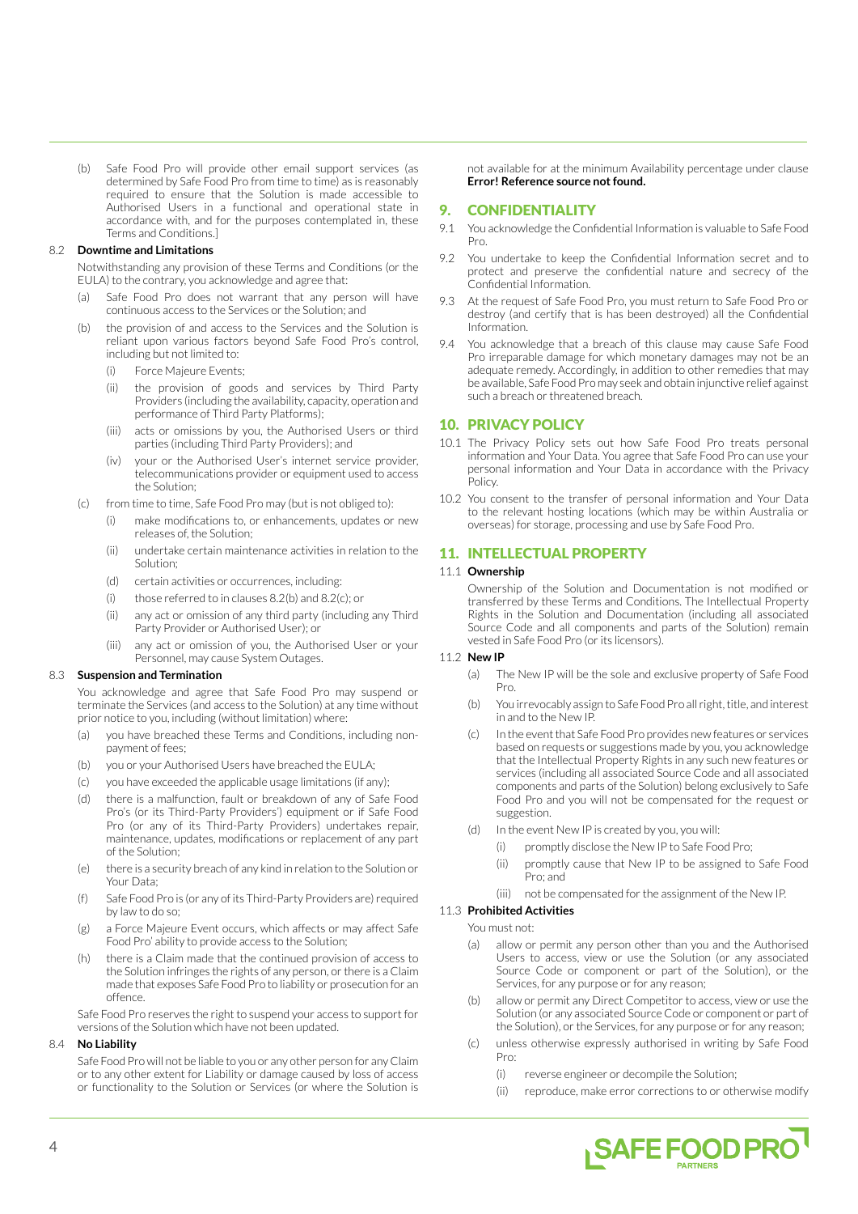(b) Safe Food Pro will provide other email support services (as determined by Safe Food Pro from time to time) as is reasonably required to ensure that the Solution is made accessible to Authorised Users in a functional and operational state in accordance with, and for the purposes contemplated in, these Terms and Conditions.]

8.2 **Downtime and Limitations**

Notwithstanding any provision of these Terms and Conditions (or the EULA) to the contrary, you acknowledge and agree that:

(a) Safe Food Pro does not warrant that any person will have continuous access to the Services or the Solution; and

(b) the provision of and access to the Services and the Solution is reliant upon various factors beyond Safe Food Pro's control, including but not limited to:

(i) Force Majeure Events;

(ii) the provision of goods and services by Third Party Providers (including the availability, capacity, operation and performance of Third Party Platforms);

(iii) acts or omissions by you, the Authorised Users or third parties (including Third Party Providers); and

(iv) your or the Authorised User's internet service provider, telecommunications provider or equipment used to access the Solution;

(c) from time to time, Safe Food Pro may (but is not obliged to):

(i) make modifications to, or enhancements, updates or new releases of, the Solution;

(ii) undertake certain maintenance activities in relation to the Solution;

(d) certain activities or occurrences, including:

(i) those referred to in clauses 8.2(b) and 8.2(c); or

(ii) any act or omission of any third party (including any Third Party Provider or Authorised User); or

(iii) any act or omission of you, the Authorised User or your Personnel, may cause System Outages.

8.3 **Suspension and Termination**

You acknowledge and agree that Safe Food Pro may suspend or terminate the Services (and access to the Solution) at any time without prior notice to you, including (without limitation) where:

(a) you have breached these Terms and Conditions, including non-payment of fees;

(b) you or your Authorised Users have breached the EULA;

(c) you have exceeded the applicable usage limitations (if any);

(d) there is a malfunction, fault or breakdown of any of Safe Food Pro's (or its Third-Party Providers') equipment or if Safe Food Pro (or any of its Third-Party Providers) undertakes repair, maintenance, updates, modifications or replacement of any part of the Solution;

(e) there is a security breach of any kind in relation to the Solution or Your Data;

(f) Safe Food Pro is (or any of its Third-Party Providers are) required by law to do so;

(g) a Force Majeure Event occurs, which affects or may affect Safe Food Pro' ability to provide access to the Solution;

(h) there is a Claim made that the continued provision of access to the Solution infringes the rights of any person, or there is a Claim made that exposes Safe Food Pro to liability or prosecution for an offence.

Safe Food Pro reserves the right to suspend your access to support for versions of the Solution which have not been updated.

8.4 **No Liability**

Safe Food Pro will not be liable to you or any other person for any Claim or to any other extent for Liability or damage caused by loss of access or functionality to the Solution or Services (or where the Solution is not available for at the minimum Availability percentage under clause **Error! Reference source not found.**

## 9. CONFIDENTIALITY

9.1 You acknowledge the Confidential Information is valuable to Safe Food Pro.

9.2 You undertake to keep the Confidential Information secret and to protect and preserve the confidential nature and secrecy of the Confidential Information.

9.3 At the request of Safe Food Pro, you must return to Safe Food Pro or destroy (and certify that is has been destroyed) all the Confidential Information.

9.4 You acknowledge that a breach of this clause may cause Safe Food Pro irreparable damage for which monetary damages may not be an adequate remedy. Accordingly, in addition to other remedies that may be available, Safe Food Pro may seek and obtain injunctive relief against such a breach or threatened breach.

## 10. PRIVACY POLICY

10.1 The Privacy Policy sets out how Safe Food Pro treats personal information and Your Data. You agree that Safe Food Pro can use your personal information and Your Data in accordance with the Privacy Policy.

10.2 You consent to the transfer of personal information and Your Data to the relevant hosting locations (which may be within Australia or overseas) for storage, processing and use by Safe Food Pro.

## 11. INTELLECTUAL PROPERTY

11.1 **Ownership**

Ownership of the Solution and Documentation is not modified or transferred by these Terms and Conditions. The Intellectual Property Rights in the Solution and Documentation (including all associated Source Code and all components and parts of the Solution) remain vested in Safe Food Pro (or its licensors).

11.2 **New IP**

(a) The New IP will be the sole and exclusive property of Safe Food Pro.

(b) You irrevocably assign to Safe Food Pro all right, title, and interest in and to the New IP.

(c) In the event that Safe Food Pro provides new features or services based on requests or suggestions made by you, you acknowledge that the Intellectual Property Rights in any such new features or services (including all associated Source Code and all associated components and parts of the Solution) belong exclusively to Safe Food Pro and you will not be compensated for the request or suggestion.

(d) In the event New IP is created by you, you will:

(i) promptly disclose the New IP to Safe Food Pro;

(ii) promptly cause that New IP to be assigned to Safe Food Pro; and

(iii) not be compensated for the assignment of the New IP.

11.3 **Prohibited Activities**

You must not:

(a) allow or permit any person other than you and the Authorised Users to access, view or use the Solution (or any associated Source Code or component or part of the Solution), or the Services, for any purpose or for any reason;

(b) allow or permit any Direct Competitor to access, view or use the Solution (or any associated Source Code or component or part of the Solution), or the Services, for any purpose or for any reason;

(c) unless otherwise expressly authorised in writing by Safe Food Pro:

(i) reverse engineer or decompile the Solution;

(ii) reproduce, make error corrections to or otherwise modify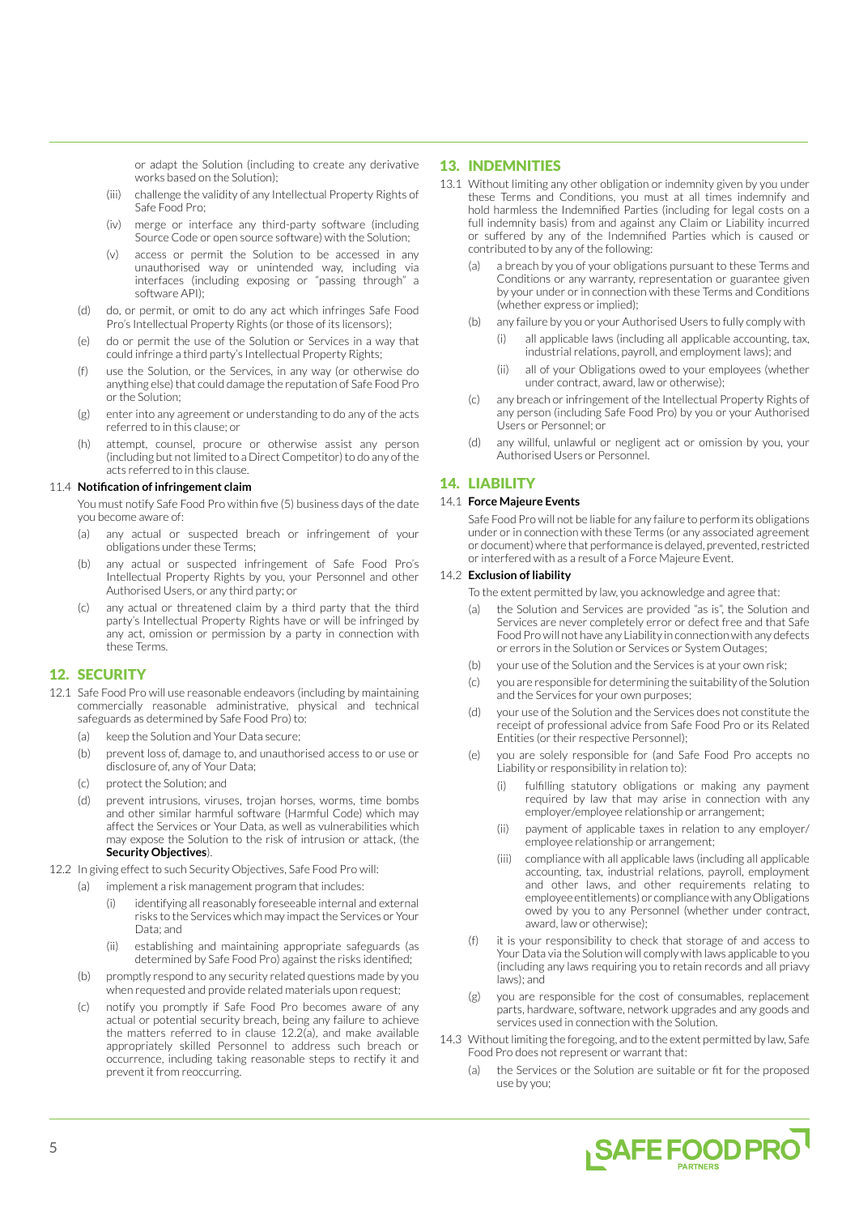or adapt the Solution (including to create any derivative works based on the Solution);

(iii) challenge the validity of any Intellectual Property Rights of Safe Food Pro;

(iv) merge or interface any third-party software (including Source Code or open source software) with the Solution;

(v) access or permit the Solution to be accessed in any unauthorised way or unintended way, including via interfaces (including exposing or "passing through" a software API);

(d) do, or permit, or omit to do any act which infringes Safe Food Pro's Intellectual Property Rights (or those of its licensors);

(e) do or permit the use of the Solution or Services in a way that could infringe a third party's Intellectual Property Rights;

(f) use the Solution, or the Services, in any way (or otherwise do anything else) that could damage the reputation of Safe Food Pro or the Solution;

(g) enter into any agreement or understanding to do any of the acts referred to in this clause; or

(h) attempt, counsel, procure or otherwise assist any person (including but not limited to a Direct Competitor) to do any of the acts referred to in this clause.

11.4 **Notification of infringement claim**

You must notify Safe Food Pro within five (5) business days of the date you become aware of:

(a) any actual or suspected breach or infringement of your obligations under these Terms;

(b) any actual or suspected infringement of Safe Food Pro's Intellectual Property Rights by you, your Personnel and other Authorised Users, or any third party; or

(c) any actual or threatened claim by a third party that the third party's Intellectual Property Rights have or will be infringed by any act, omission or permission by a party in connection with these Terms.

## 12. SECURITY

12.1 Safe Food Pro will use reasonable endeavors (including by maintaining commercially reasonable administrative, physical and technical safeguards as determined by Safe Food Pro) to:

(a) keep the Solution and Your Data secure;

(b) prevent loss of, damage to, and unauthorised access to or use or disclosure of, any of Your Data;

(c) protect the Solution; and

(d) prevent intrusions, viruses, trojan horses, worms, time bombs and other similar harmful software (Harmful Code) which may affect the Services or Your Data, as well as vulnerabilities which may expose the Solution to the risk of intrusion or attack, (the **Security Objectives**).

12.2 In giving effect to such Security Objectives, Safe Food Pro will:

(a) implement a risk management program that includes:

(i) identifying all reasonably foreseeable internal and external risks to the Services which may impact the Services or Your Data; and

(ii) establishing and maintaining appropriate safeguards (as determined by Safe Food Pro) against the risks identified;

(b) promptly respond to any security related questions made by you when requested and provide related materials upon request;

(c) notify you promptly if Safe Food Pro becomes aware of any actual or potential security breach, being any failure to achieve the matters referred to in clause 12.2(a), and make available appropriately skilled Personnel to address such breach or occurrence, including taking reasonable steps to rectify it and prevent it from reoccurring.

## 13. INDEMNITIES

13.1 Without limiting any other obligation or indemnity given by you under these Terms and Conditions, you must at all times indemnify and hold harmless the Indemnified Parties (including for legal costs on a full indemnity basis) from and against any Claim or Liability incurred or suffered by any of the Indemnified Parties which is caused or contributed to by any of the following:

(a) a breach by you of your obligations pursuant to these Terms and Conditions or any warranty, representation or guarantee given by your under or in connection with these Terms and Conditions (whether express or implied);

(b) any failure by you or your Authorised Users to fully comply with

(i) all applicable laws (including all applicable accounting, tax, industrial relations, payroll, and employment laws); and

(ii) all of your Obligations owed to your employees (whether under contract, award, law or otherwise);

(c) any breach or infringement of the Intellectual Property Rights of any person (including Safe Food Pro) by you or your Authorised Users or Personnel; or

(d) any willful, unlawful or negligent act or omission by you, your Authorised Users or Personnel.

## 14. LIABILITY

14.1 **Force Majeure Events**

Safe Food Pro will not be liable for any failure to perform its obligations under or in connection with these Terms (or any associated agreement or document) where that performance is delayed, prevented, restricted or interfered with as a result of a Force Majeure Event.

14.2 **Exclusion of liability**

To the extent permitted by law, you acknowledge and agree that:

(a) the Solution and Services are provided "as is", the Solution and Services are never completely error or defect free and that Safe Food Pro will not have any Liability in connection with any defects or errors in the Solution or Services or System Outages;

(b) your use of the Solution and the Services is at your own risk;

(c) you are responsible for determining the suitability of the Solution and the Services for your own purposes;

(d) your use of the Solution and the Services does not constitute the receipt of professional advice from Safe Food Pro or its Related Entities (or their respective Personnel);

(e) you are solely responsible for (and Safe Food Pro accepts no Liability or responsibility in relation to):

(i) fulfilling statutory obligations or making any payment required by law that may arise in connection with any employer/employee relationship or arrangement;

(ii) payment of applicable taxes in relation to any employer/employee relationship or arrangement;

(iii) compliance with all applicable laws (including all applicable accounting, tax, industrial relations, payroll, employment and other laws, and other requirements relating to employee entitlements) or compliance with any Obligations owed by you to any Personnel (whether under contract, award, law or otherwise);

(f) it is your responsibility to check that storage of and access to Your Data via the Solution will comply with laws applicable to you (including any laws requiring you to retain records and all priavy laws); and

(g) you are responsible for the cost of consumables, replacement parts, hardware, software, network upgrades and any goods and services used in connection with the Solution.

14.3 Without limiting the foregoing, and to the extent permitted by law, Safe Food Pro does not represent or warrant that:

(a) the Services or the Solution are suitable or fit for the proposed use by you;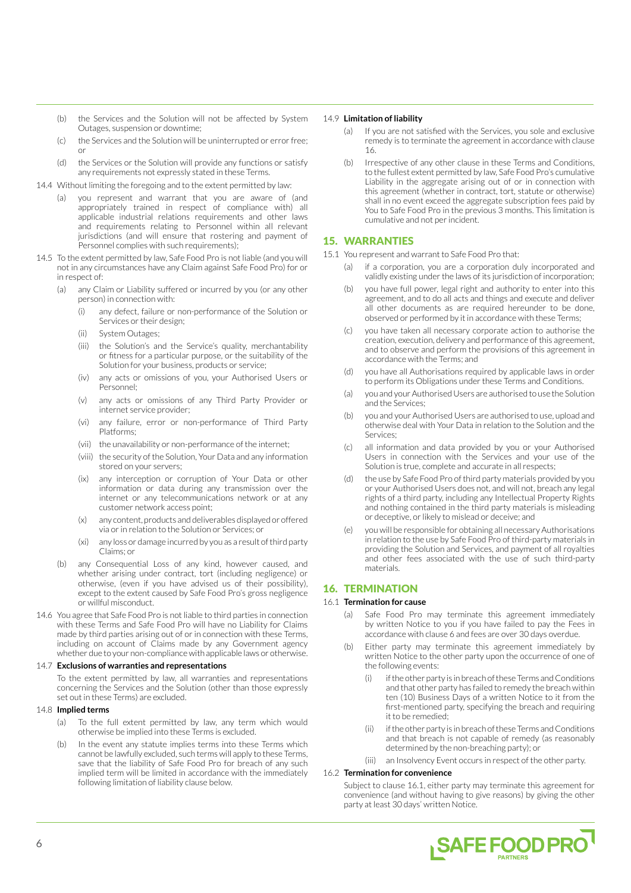(b) the Services and the Solution will not be affected by System Outages, suspension or downtime;

(c) the Services and the Solution will be uninterrupted or error free; or

(d) the Services or the Solution will provide any functions or satisfy any requirements not expressly stated in these Terms.

14.4 Without limiting the foregoing and to the extent permitted by law:

(a) you represent and warrant that you are aware of (and appropriately trained in respect of compliance with) all applicable industrial relations requirements and other laws and requirements relating to Personnel within all relevant jurisdictions (and will ensure that rostering and payment of Personnel complies with such requirements);

14.5 To the extent permitted by law, Safe Food Pro is not liable (and you will not in any circumstances have any Claim against Safe Food Pro) for or in respect of:

(a) any Claim or Liability suffered or incurred by you (or any other person) in connection with:

(i) any defect, failure or non-performance of the Solution or Services or their design;

(ii) System Outages;

(iii) the Solution's and the Service's quality, merchantability or fitness for a particular purpose, or the suitability of the Solution for your business, products or service;

(iv) any acts or omissions of you, your Authorised Users or Personnel;

(v) any acts or omissions of any Third Party Provider or internet service provider;

(vi) any failure, error or non-performance of Third Party Platforms;

(vii) the unavailability or non-performance of the internet;

(viii) the security of the Solution, Your Data and any information stored on your servers;

(ix) any interception or corruption of Your Data or other information or data during any transmission over the internet or any telecommunications network or at any customer network access point;

(x) any content, products and deliverables displayed or offered via or in relation to the Solution or Services; or

(xi) any loss or damage incurred by you as a result of third party Claims; or

(b) any Consequential Loss of any kind, however caused, and whether arising under contract, tort (including negligence) or otherwise, (even if you have advised us of their possibility), except to the extent caused by Safe Food Pro's gross negligence or willful misconduct.

14.6 You agree that Safe Food Pro is not liable to third parties in connection with these Terms and Safe Food Pro will have no Liability for Claims made by third parties arising out of or in connection with these Terms, including on account of Claims made by any Government agency whether due to your non-compliance with applicable laws or otherwise.

14.7 **Exclusions of warranties and representations**

To the extent permitted by law, all warranties and representations concerning the Services and the Solution (other than those expressly set out in these Terms) are excluded.

14.8 **Implied terms**

(a) To the full extent permitted by law, any term which would otherwise be implied into these Terms is excluded.

(b) In the event any statute implies terms into these Terms which cannot be lawfully excluded, such terms will apply to these Terms, save that the liability of Safe Food Pro for breach of any such implied term will be limited in accordance with the immediately following limitation of liability clause below.

14.9 **Limitation of liability**

(a) If you are not satisfied with the Services, you sole and exclusive remedy is to terminate the agreement in accordance with clause 16.

(b) Irrespective of any other clause in these Terms and Conditions, to the fullest extent permitted by law, Safe Food Pro's cumulative Liability in the aggregate arising out of or in connection with this agreement (whether in contract, tort, statute or otherwise) shall in no event exceed the aggregate subscription fees paid by You to Safe Food Pro in the previous 3 months. This limitation is cumulative and not per incident.

## 15. WARRANTIES

15.1 You represent and warrant to Safe Food Pro that:

(a) if a corporation, you are a corporation duly incorporated and validly existing under the laws of its jurisdiction of incorporation;

(b) you have full power, legal right and authority to enter into this agreement, and to do all acts and things and execute and deliver all other documents as are required hereunder to be done, observed or performed by it in accordance with these Terms;

(c) you have taken all necessary corporate action to authorise the creation, execution, delivery and performance of this agreement, and to observe and perform the provisions of this agreement in accordance with the Terms; and

(d) you have all Authorisations required by applicable laws in order to perform its Obligations under these Terms and Conditions.

(a) you and your Authorised Users are authorised to use the Solution and the Services;

(b) you and your Authorised Users are authorised to use, upload and otherwise deal with Your Data in relation to the Solution and the Services;

(c) all information and data provided by you or your Authorised Users in connection with the Services and your use of the Solution is true, complete and accurate in all respects;

(d) the use by Safe Food Pro of third party materials provided by you or your Authorised Users does not, and will not, breach any legal rights of a third party, including any Intellectual Property Rights and nothing contained in the third party materials is misleading or deceptive, or likely to mislead or deceive; and

(e) you will be responsible for obtaining all necessary Authorisations in relation to the use by Safe Food Pro of third-party materials in providing the Solution and Services, and payment of all royalties and other fees associated with the use of such third-party materials.

## 16. TERMINATION

16.1 **Termination for cause**

(a) Safe Food Pro may terminate this agreement immediately by written Notice to you if you have failed to pay the Fees in accordance with clause 6 and fees are over 30 days overdue.

(b) Either party may terminate this agreement immediately by written Notice to the other party upon the occurrence of one of the following events:

(i) if the other party is in breach of these Terms and Conditions and that other party has failed to remedy the breach within ten (10) Business Days of a written Notice to it from the first-mentioned party, specifying the breach and requiring it to be remedied;

(ii) if the other party is in breach of these Terms and Conditions and that breach is not capable of remedy (as reasonably determined by the non-breaching party); or

(iii) an Insolvency Event occurs in respect of the other party.

16.2 **Termination for convenience**

Subject to clause 16.1, either party may terminate this agreement for convenience (and without having to give reasons) by giving the other party at least 30 days' written Notice.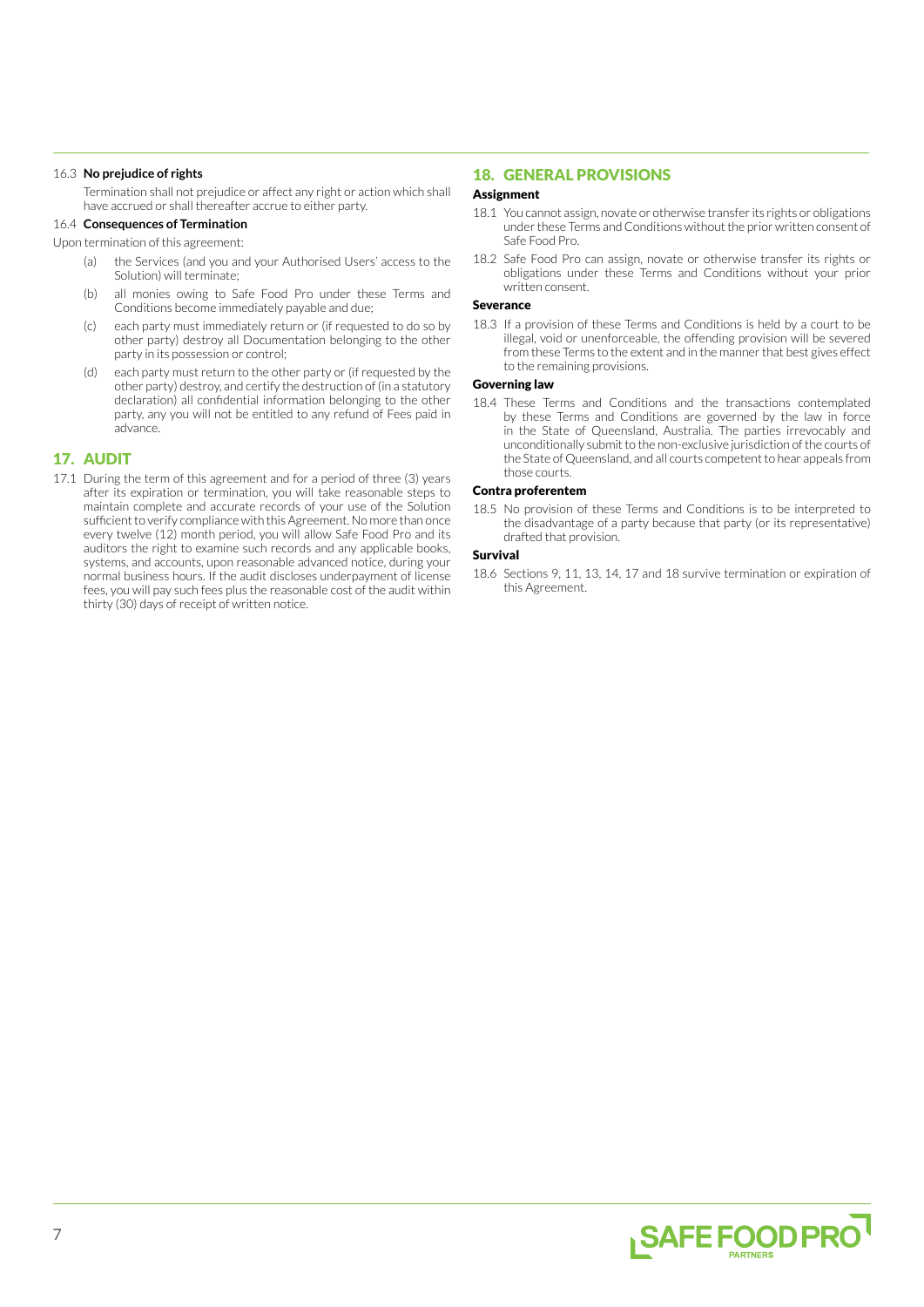16.3 **No prejudice of rights**

Termination shall not prejudice or affect any right or action which shall have accrued or shall thereafter accrue to either party.

16.4 **Consequences of Termination**

Upon termination of this agreement:

(a) the Services (and you and your Authorised Users' access to the Solution) will terminate;

(b) all monies owing to Safe Food Pro under these Terms and Conditions become immediately payable and due;

(c) each party must immediately return or (if requested to do so by other party) destroy all Documentation belonging to the other party in its possession or control;

(d) each party must return to the other party or (if requested by the other party) destroy, and certify the destruction of (in a statutory declaration) all confidential information belonging to the other party, any you will not be entitled to any refund of Fees paid in advance.

## 17. AUDIT

17.1 During the term of this agreement and for a period of three (3) years after its expiration or termination, you will take reasonable steps to maintain complete and accurate records of your use of the Solution sufficient to verify compliance with this Agreement. No more than once every twelve (12) month period, you will allow Safe Food Pro and its auditors the right to examine such records and any applicable books, systems, and accounts, upon reasonable advanced notice, during your normal business hours. If the audit discloses underpayment of license fees, you will pay such fees plus the reasonable cost of the audit within thirty (30) days of receipt of written notice.

## 18. GENERAL PROVISIONS

### Assignment

18.1 You cannot assign, novate or otherwise transfer its rights or obligations under these Terms and Conditions without the prior written consent of Safe Food Pro.

18.2 Safe Food Pro can assign, novate or otherwise transfer its rights or obligations under these Terms and Conditions without your prior written consent.

### Severance

18.3 If a provision of these Terms and Conditions is held by a court to be illegal, void or unenforceable, the offending provision will be severed from these Terms to the extent and in the manner that best gives effect to the remaining provisions.

### Governing law

18.4 These Terms and Conditions and the transactions contemplated by these Terms and Conditions are governed by the law in force in the State of Queensland, Australia. The parties irrevocably and unconditionally submit to the non-exclusive jurisdiction of the courts of the State of Queensland, and all courts competent to hear appeals from those courts.

### Contra proferentem

18.5 No provision of these Terms and Conditions is to be interpreted to the disadvantage of a party because that party (or its representative) drafted that provision.

### Survival

18.6 Sections 9, 11, 13, 14, 17 and 18 survive termination or expiration of this Agreement.